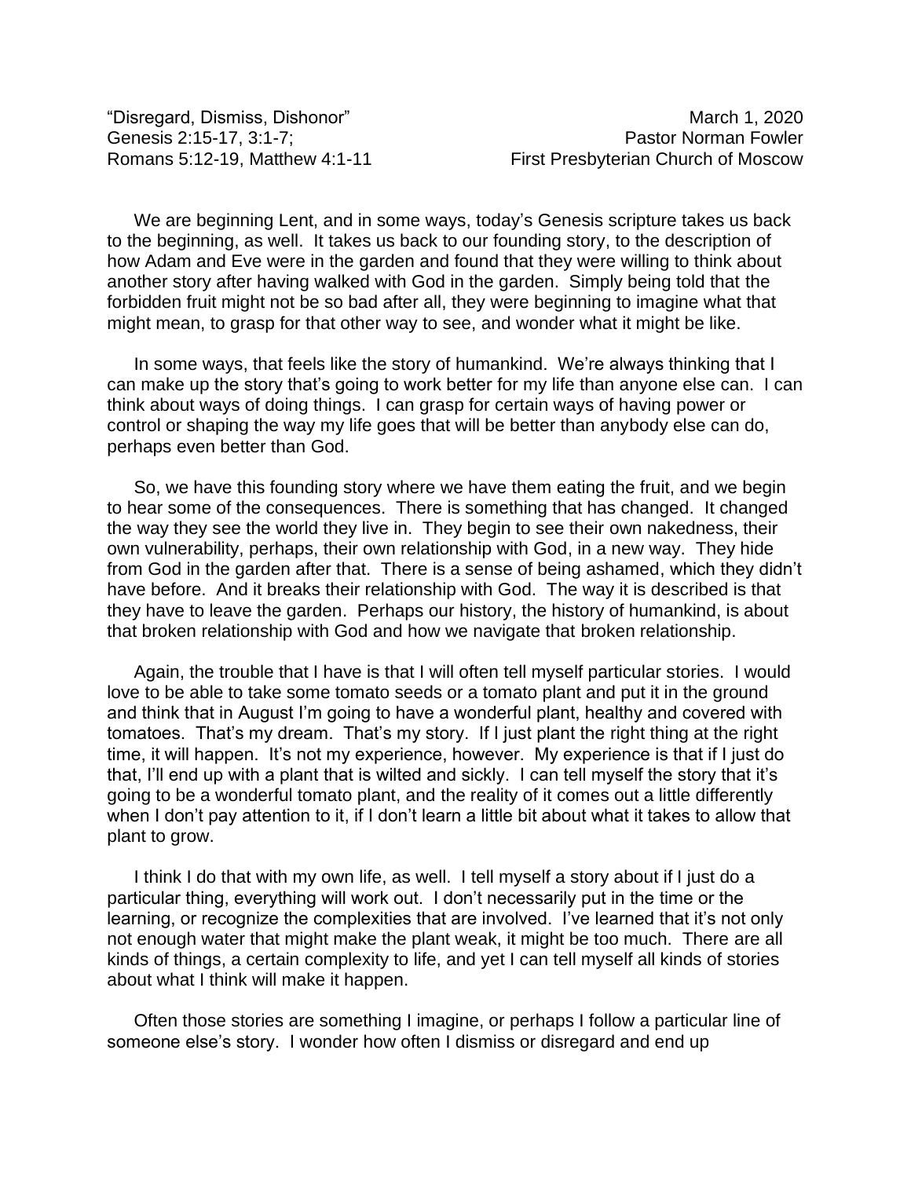"Disregard, Dismiss, Dishonor"
Genesis 2:15-17, 3:1-7;
Romans 5:12-19, Matthew 4:1-11

March 1, 2020
Pastor Norman Fowler
First Presbyterian Church of Moscow

We are beginning Lent, and in some ways, today's Genesis scripture takes us back to the beginning, as well. It takes us back to our founding story, to the description of how Adam and Eve were in the garden and found that they were willing to think about another story after having walked with God in the garden. Simply being told that the forbidden fruit might not be so bad after all, they were beginning to imagine what that might mean, to grasp for that other way to see, and wonder what it might be like.

In some ways, that feels like the story of humankind. We're always thinking that I can make up the story that's going to work better for my life than anyone else can. I can think about ways of doing things. I can grasp for certain ways of having power or control or shaping the way my life goes that will be better than anybody else can do, perhaps even better than God.

So, we have this founding story where we have them eating the fruit, and we begin to hear some of the consequences. There is something that has changed. It changed the way they see the world they live in. They begin to see their own nakedness, their own vulnerability, perhaps, their own relationship with God, in a new way. They hide from God in the garden after that. There is a sense of being ashamed, which they didn't have before. And it breaks their relationship with God. The way it is described is that they have to leave the garden. Perhaps our history, the history of humankind, is about that broken relationship with God and how we navigate that broken relationship.

Again, the trouble that I have is that I will often tell myself particular stories. I would love to be able to take some tomato seeds or a tomato plant and put it in the ground and think that in August I'm going to have a wonderful plant, healthy and covered with tomatoes. That's my dream. That's my story. If I just plant the right thing at the right time, it will happen. It's not my experience, however. My experience is that if I just do that, I'll end up with a plant that is wilted and sickly. I can tell myself the story that it's going to be a wonderful tomato plant, and the reality of it comes out a little differently when I don't pay attention to it, if I don't learn a little bit about what it takes to allow that plant to grow.

I think I do that with my own life, as well. I tell myself a story about if I just do a particular thing, everything will work out. I don't necessarily put in the time or the learning, or recognize the complexities that are involved. I've learned that it's not only not enough water that might make the plant weak, it might be too much. There are all kinds of things, a certain complexity to life, and yet I can tell myself all kinds of stories about what I think will make it happen.

Often those stories are something I imagine, or perhaps I follow a particular line of someone else's story. I wonder how often I dismiss or disregard and end up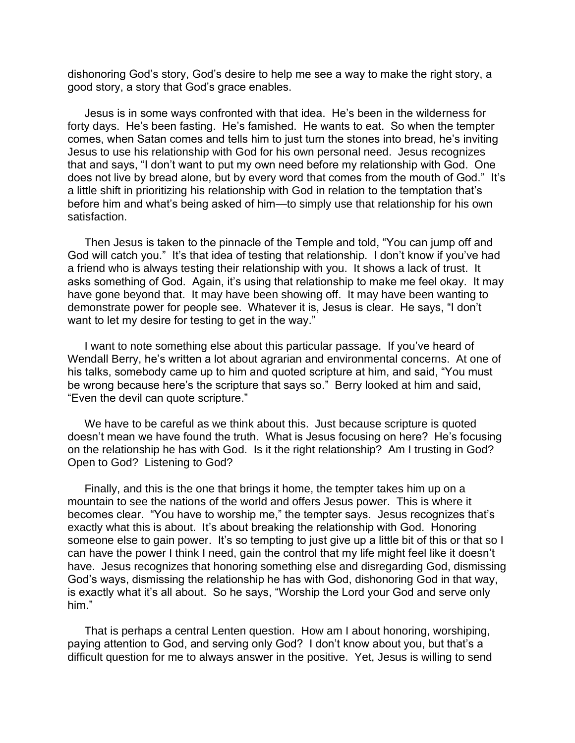dishonoring God's story, God's desire to help me see a way to make the right story, a good story, a story that God's grace enables.

Jesus is in some ways confronted with that idea. He's been in the wilderness for forty days. He's been fasting. He's famished. He wants to eat. So when the tempter comes, when Satan comes and tells him to just turn the stones into bread, he's inviting Jesus to use his relationship with God for his own personal need. Jesus recognizes that and says, "I don't want to put my own need before my relationship with God. One does not live by bread alone, but by every word that comes from the mouth of God." It's a little shift in prioritizing his relationship with God in relation to the temptation that's before him and what's being asked of him—to simply use that relationship for his own satisfaction.

Then Jesus is taken to the pinnacle of the Temple and told, "You can jump off and God will catch you." It's that idea of testing that relationship. I don't know if you've had a friend who is always testing their relationship with you. It shows a lack of trust. It asks something of God. Again, it's using that relationship to make me feel okay. It may have gone beyond that. It may have been showing off. It may have been wanting to demonstrate power for people see. Whatever it is, Jesus is clear. He says, "I don't want to let my desire for testing to get in the way."

I want to note something else about this particular passage. If you've heard of Wendall Berry, he's written a lot about agrarian and environmental concerns. At one of his talks, somebody came up to him and quoted scripture at him, and said, "You must be wrong because here's the scripture that says so." Berry looked at him and said, "Even the devil can quote scripture."

We have to be careful as we think about this. Just because scripture is quoted doesn't mean we have found the truth. What is Jesus focusing on here? He's focusing on the relationship he has with God. Is it the right relationship? Am I trusting in God? Open to God? Listening to God?

Finally, and this is the one that brings it home, the tempter takes him up on a mountain to see the nations of the world and offers Jesus power. This is where it becomes clear. "You have to worship me," the tempter says. Jesus recognizes that's exactly what this is about. It's about breaking the relationship with God. Honoring someone else to gain power. It's so tempting to just give up a little bit of this or that so I can have the power I think I need, gain the control that my life might feel like it doesn't have. Jesus recognizes that honoring something else and disregarding God, dismissing God's ways, dismissing the relationship he has with God, dishonoring God in that way, is exactly what it's all about. So he says, "Worship the Lord your God and serve only him."

That is perhaps a central Lenten question. How am I about honoring, worshiping, paying attention to God, and serving only God? I don't know about you, but that's a difficult question for me to always answer in the positive. Yet, Jesus is willing to send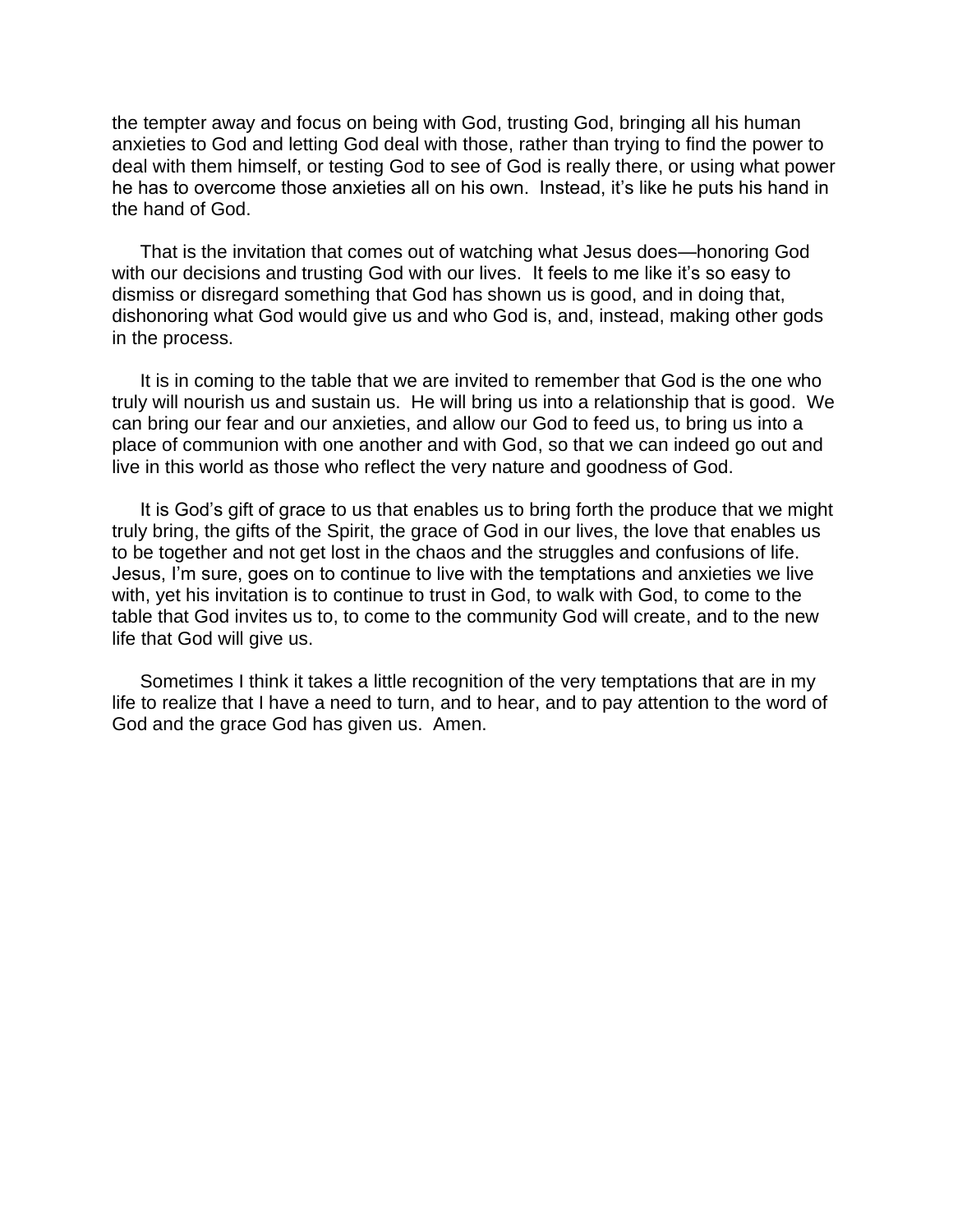the tempter away and focus on being with God, trusting God, bringing all his human anxieties to God and letting God deal with those, rather than trying to find the power to deal with them himself, or testing God to see of God is really there, or using what power he has to overcome those anxieties all on his own.  Instead, it's like he puts his hand in the hand of God.

That is the invitation that comes out of watching what Jesus does—honoring God with our decisions and trusting God with our lives.  It feels to me like it's so easy to dismiss or disregard something that God has shown us is good, and in doing that, dishonoring what God would give us and who God is, and, instead, making other gods in the process.

It is in coming to the table that we are invited to remember that God is the one who truly will nourish us and sustain us.  He will bring us into a relationship that is good.  We can bring our fear and our anxieties, and allow our God to feed us, to bring us into a place of communion with one another and with God, so that we can indeed go out and live in this world as those who reflect the very nature and goodness of God.

It is God's gift of grace to us that enables us to bring forth the produce that we might truly bring, the gifts of the Spirit, the grace of God in our lives, the love that enables us to be together and not get lost in the chaos and the struggles and confusions of life.  Jesus, I'm sure, goes on to continue to live with the temptations and anxieties we live with, yet his invitation is to continue to trust in God, to walk with God, to come to the table that God invites us to, to come to the community God will create, and to the new life that God will give us.

Sometimes I think it takes a little recognition of the very temptations that are in my life to realize that I have a need to turn, and to hear, and to pay attention to the word of God and the grace God has given us.  Amen.